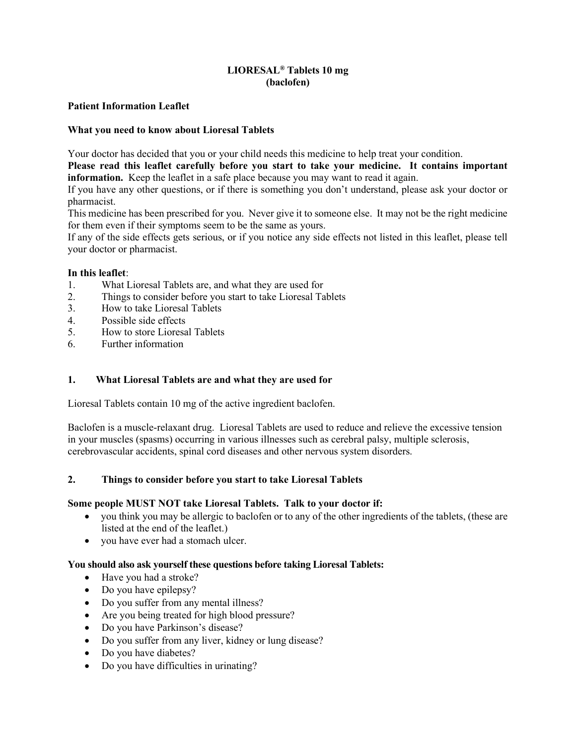# LIORESAL® Tablets 10 mg
# (baclofen)

**Patient Information Leaflet**

**What you need to know about Lioresal Tablets**

Your doctor has decided that you or your child needs this medicine to help treat your condition.
**Please read this leaflet carefully before you start to take your medicine. It contains important information.** Keep the leaflet in a safe place because you may want to read it again.
If you have any other questions, or if there is something you don't understand, please ask your doctor or pharmacist.
This medicine has been prescribed for you. Never give it to someone else. It may not be the right medicine for them even if their symptoms seem to be the same as yours.
If any of the side effects gets serious, or if you notice any side effects not listed in this leaflet, please tell your doctor or pharmacist.

**In this leaflet**:

1. What Lioresal Tablets are, and what they are used for
2. Things to consider before you start to take Lioresal Tablets
3. How to take Lioresal Tablets
4. Possible side effects
5. How to store Lioresal Tablets
6. Further information

## 1. What Lioresal Tablets are and what they are used for

Lioresal Tablets contain 10 mg of the active ingredient baclofen.

Baclofen is a muscle-relaxant drug. Lioresal Tablets are used to reduce and relieve the excessive tension in your muscles (spasms) occurring in various illnesses such as cerebral palsy, multiple sclerosis, cerebrovascular accidents, spinal cord diseases and other nervous system disorders.

## 2. Things to consider before you start to take Lioresal Tablets

**Some people MUST NOT take Lioresal Tablets. Talk to your doctor if:**

- you think you may be allergic to baclofen or to any of the other ingredients of the tablets, (these are listed at the end of the leaflet.)
- you have ever had a stomach ulcer.

**You should also ask yourself these questions before taking Lioresal Tablets:**

- Have you had a stroke?
- Do you have epilepsy?
- Do you suffer from any mental illness?
- Are you being treated for high blood pressure?
- Do you have Parkinson's disease?
- Do you suffer from any liver, kidney or lung disease?
- Do you have diabetes?
- Do you have difficulties in urinating?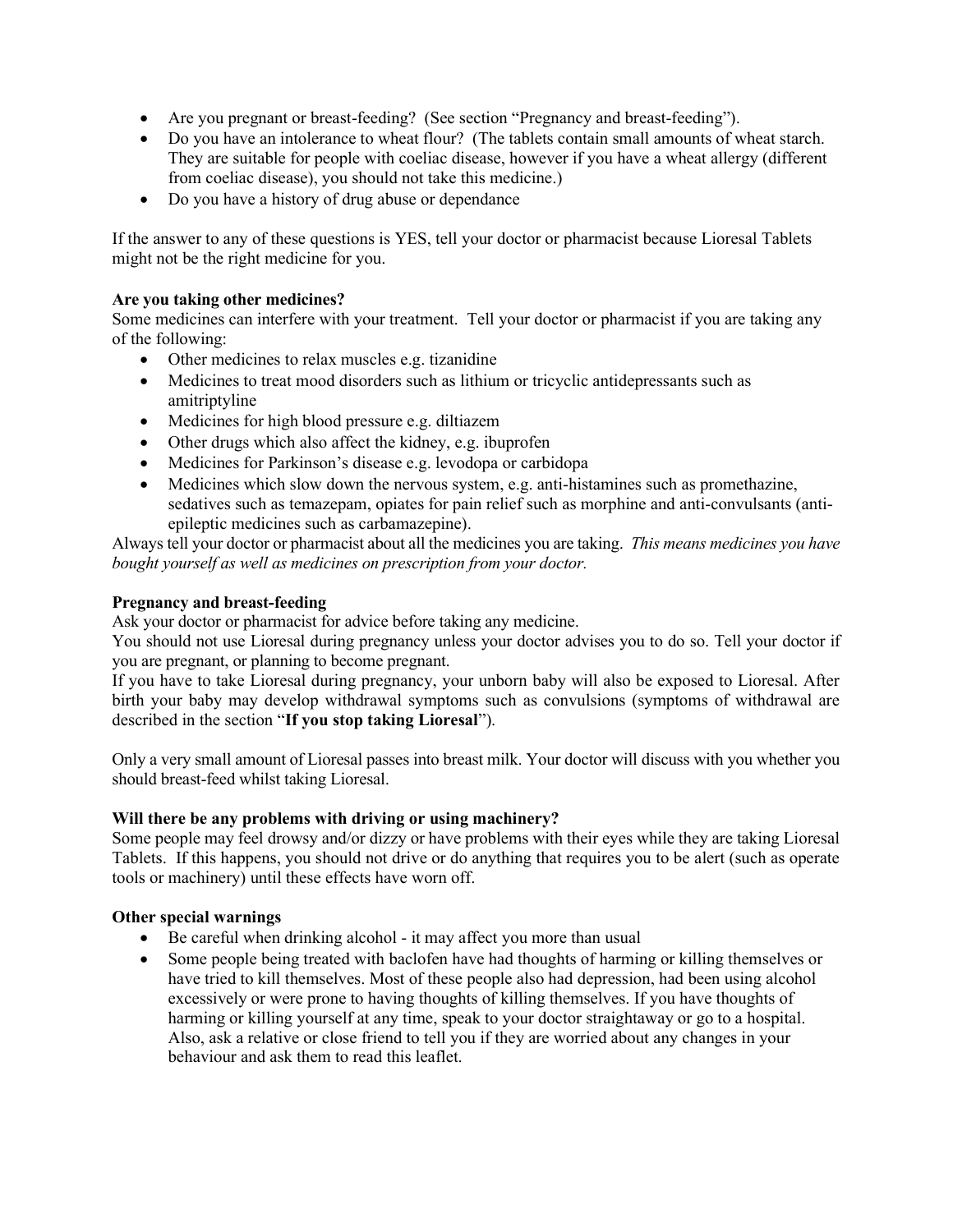- Are you pregnant or breast-feeding? (See section "Pregnancy and breast-feeding").
- Do you have an intolerance to wheat flour? (The tablets contain small amounts of wheat starch. They are suitable for people with coeliac disease, however if you have a wheat allergy (different from coeliac disease), you should not take this medicine.)
- Do you have a history of drug abuse or dependance

If the answer to any of these questions is YES, tell your doctor or pharmacist because Lioresal Tablets might not be the right medicine for you.

**Are you taking other medicines?**

Some medicines can interfere with your treatment. Tell your doctor or pharmacist if you are taking any of the following:

- Other medicines to relax muscles e.g. tizanidine
- Medicines to treat mood disorders such as lithium or tricyclic antidepressants such as amitriptyline
- Medicines for high blood pressure e.g. diltiazem
- Other drugs which also affect the kidney, e.g. ibuprofen
- Medicines for Parkinson's disease e.g. levodopa or carbidopa
- Medicines which slow down the nervous system, e.g. anti-histamines such as promethazine, sedatives such as temazepam, opiates for pain relief such as morphine and anti-convulsants (anti-epileptic medicines such as carbamazepine).

Always tell your doctor or pharmacist about all the medicines you are taking. *This means medicines you have bought yourself as well as medicines on prescription from your doctor.*

**Pregnancy and breast-feeding**

Ask your doctor or pharmacist for advice before taking any medicine.

You should not use Lioresal during pregnancy unless your doctor advises you to do so. Tell your doctor if you are pregnant, or planning to become pregnant.

If you have to take Lioresal during pregnancy, your unborn baby will also be exposed to Lioresal. After birth your baby may develop withdrawal symptoms such as convulsions (symptoms of withdrawal are described in the section "**If you stop taking Lioresal**").

Only a very small amount of Lioresal passes into breast milk. Your doctor will discuss with you whether you should breast-feed whilst taking Lioresal.

**Will there be any problems with driving or using machinery?**

Some people may feel drowsy and/or dizzy or have problems with their eyes while they are taking Lioresal Tablets. If this happens, you should not drive or do anything that requires you to be alert (such as operate tools or machinery) until these effects have worn off.

**Other special warnings**

- Be careful when drinking alcohol - it may affect you more than usual
- Some people being treated with baclofen have had thoughts of harming or killing themselves or have tried to kill themselves. Most of these people also had depression, had been using alcohol excessively or were prone to having thoughts of killing themselves. If you have thoughts of harming or killing yourself at any time, speak to your doctor straightaway or go to a hospital. Also, ask a relative or close friend to tell you if they are worried about any changes in your behaviour and ask them to read this leaflet.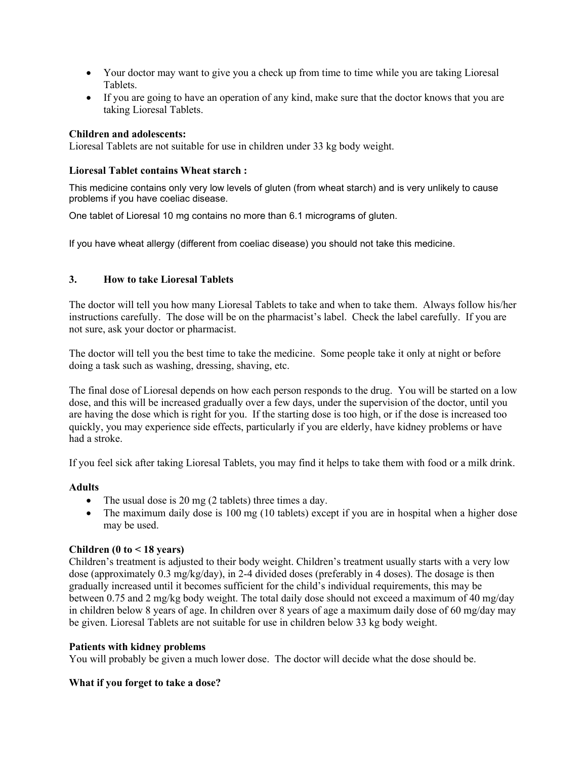- Your doctor may want to give you a check up from time to time while you are taking Lioresal Tablets.
- If you are going to have an operation of any kind, make sure that the doctor knows that you are taking Lioresal Tablets.

**Children and adolescents:**
Lioresal Tablets are not suitable for use in children under 33 kg body weight.

**Lioresal Tablet contains Wheat starch :**

This medicine contains only very low levels of gluten (from wheat starch) and is very unlikely to cause problems if you have coeliac disease.

One tablet of Lioresal 10 mg contains no more than 6.1 micrograms of gluten.

If you have wheat allergy (different from coeliac disease) you should not take this medicine.

## 3. How to take Lioresal Tablets

The doctor will tell you how many Lioresal Tablets to take and when to take them. Always follow his/her instructions carefully. The dose will be on the pharmacist's label. Check the label carefully. If you are not sure, ask your doctor or pharmacist.

The doctor will tell you the best time to take the medicine. Some people take it only at night or before doing a task such as washing, dressing, shaving, etc.

The final dose of Lioresal depends on how each person responds to the drug. You will be started on a low dose, and this will be increased gradually over a few days, under the supervision of the doctor, until you are having the dose which is right for you. If the starting dose is too high, or if the dose is increased too quickly, you may experience side effects, particularly if you are elderly, have kidney problems or have had a stroke.

If you feel sick after taking Lioresal Tablets, you may find it helps to take them with food or a milk drink.

**Adults**

- The usual dose is 20 mg (2 tablets) three times a day.
- The maximum daily dose is 100 mg (10 tablets) except if you are in hospital when a higher dose may be used.

**Children (0 to < 18 years)**
Children's treatment is adjusted to their body weight. Children's treatment usually starts with a very low dose (approximately 0.3 mg/kg/day), in 2-4 divided doses (preferably in 4 doses). The dosage is then gradually increased until it becomes sufficient for the child's individual requirements, this may be between 0.75 and 2 mg/kg body weight. The total daily dose should not exceed a maximum of 40 mg/day in children below 8 years of age. In children over 8 years of age a maximum daily dose of 60 mg/day may be given. Lioresal Tablets are not suitable for use in children below 33 kg body weight.

**Patients with kidney problems**
You will probably be given a much lower dose. The doctor will decide what the dose should be.

**What if you forget to take a dose?**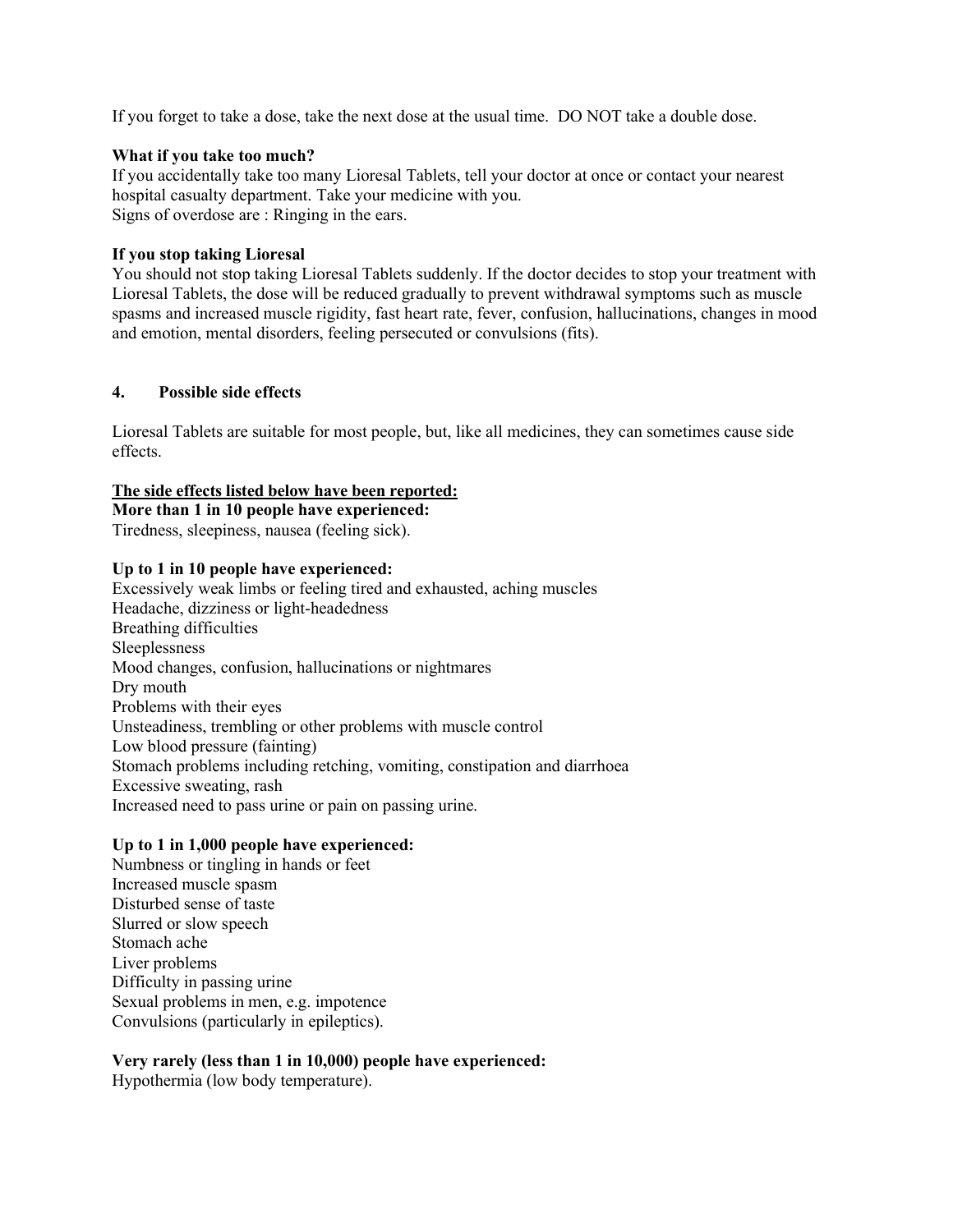If you forget to take a dose, take the next dose at the usual time. DO NOT take a double dose.

**What if you take too much?**
If you accidentally take too many Lioresal Tablets, tell your doctor at once or contact your nearest hospital casualty department. Take your medicine with you.
Signs of overdose are : Ringing in the ears.

**If you stop taking Lioresal**
You should not stop taking Lioresal Tablets suddenly. If the doctor decides to stop your treatment with Lioresal Tablets, the dose will be reduced gradually to prevent withdrawal symptoms such as muscle spasms and increased muscle rigidity, fast heart rate, fever, confusion, hallucinations, changes in mood and emotion, mental disorders, feeling persecuted or convulsions (fits).

## 4. Possible side effects

Lioresal Tablets are suitable for most people, but, like all medicines, they can sometimes cause side effects.

**The side effects listed below have been reported:**
**More than 1 in 10 people have experienced:**
Tiredness, sleepiness, nausea (feeling sick).

**Up to 1 in 10 people have experienced:**
Excessively weak limbs or feeling tired and exhausted, aching muscles
Headache, dizziness or light-headedness
Breathing difficulties
Sleeplessness
Mood changes, confusion, hallucinations or nightmares
Dry mouth
Problems with their eyes
Unsteadiness, trembling or other problems with muscle control
Low blood pressure (fainting)
Stomach problems including retching, vomiting, constipation and diarrhoea
Excessive sweating, rash
Increased need to pass urine or pain on passing urine.

**Up to 1 in 1,000 people have experienced:**
Numbness or tingling in hands or feet
Increased muscle spasm
Disturbed sense of taste
Slurred or slow speech
Stomach ache
Liver problems
Difficulty in passing urine
Sexual problems in men, e.g. impotence
Convulsions (particularly in epileptics).

**Very rarely (less than 1 in 10,000) people have experienced:**
Hypothermia (low body temperature).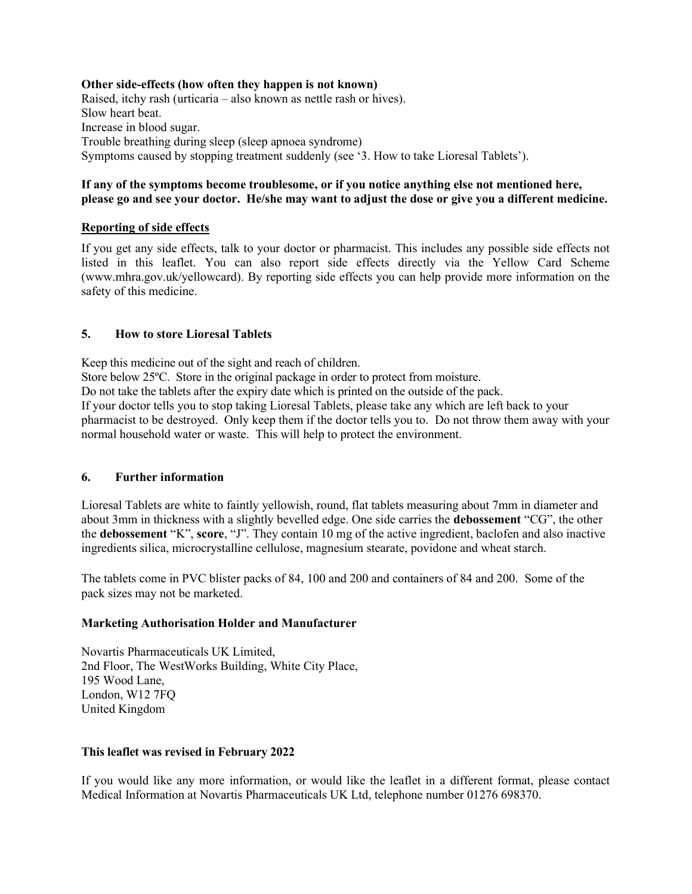**Other side-effects (how often they happen is not known)**

Raised, itchy rash (urticaria – also known as nettle rash or hives).
Slow heart beat.
Increase in blood sugar.
Trouble breathing during sleep (sleep apnoea syndrome)
Symptoms caused by stopping treatment suddenly (see '3. How to take Lioresal Tablets').

**If any of the symptoms become troublesome, or if you notice anything else not mentioned here, please go and see your doctor. He/she may want to adjust the dose or give you a different medicine.**

**Reporting of side effects**

If you get any side effects, talk to your doctor or pharmacist. This includes any possible side effects not listed in this leaflet. You can also report side effects directly via the Yellow Card Scheme (www.mhra.gov.uk/yellowcard). By reporting side effects you can help provide more information on the safety of this medicine.

## 5. How to store Lioresal Tablets

Keep this medicine out of the sight and reach of children.
Store below 25ºC. Store in the original package in order to protect from moisture.
Do not take the tablets after the expiry date which is printed on the outside of the pack.
If your doctor tells you to stop taking Lioresal Tablets, please take any which are left back to your pharmacist to be destroyed. Only keep them if the doctor tells you to. Do not throw them away with your normal household water or waste. This will help to protect the environment.

## 6. Further information

Lioresal Tablets are white to faintly yellowish, round, flat tablets measuring about 7mm in diameter and about 3mm in thickness with a slightly bevelled edge. One side carries the **debossement** "CG", the other the **debossement** "K", **score**, "J". They contain 10 mg of the active ingredient, baclofen and also inactive ingredients silica, microcrystalline cellulose, magnesium stearate, povidone and wheat starch.

The tablets come in PVC blister packs of 84, 100 and 200 and containers of 84 and 200. Some of the pack sizes may not be marketed.

**Marketing Authorisation Holder and Manufacturer**

Novartis Pharmaceuticals UK Limited,
2nd Floor, The WestWorks Building, White City Place,
195 Wood Lane,
London, W12 7FQ
United Kingdom

**This leaflet was revised in February 2022**

If you would like any more information, or would like the leaflet in a different format, please contact Medical Information at Novartis Pharmaceuticals UK Ltd, telephone number 01276 698370.